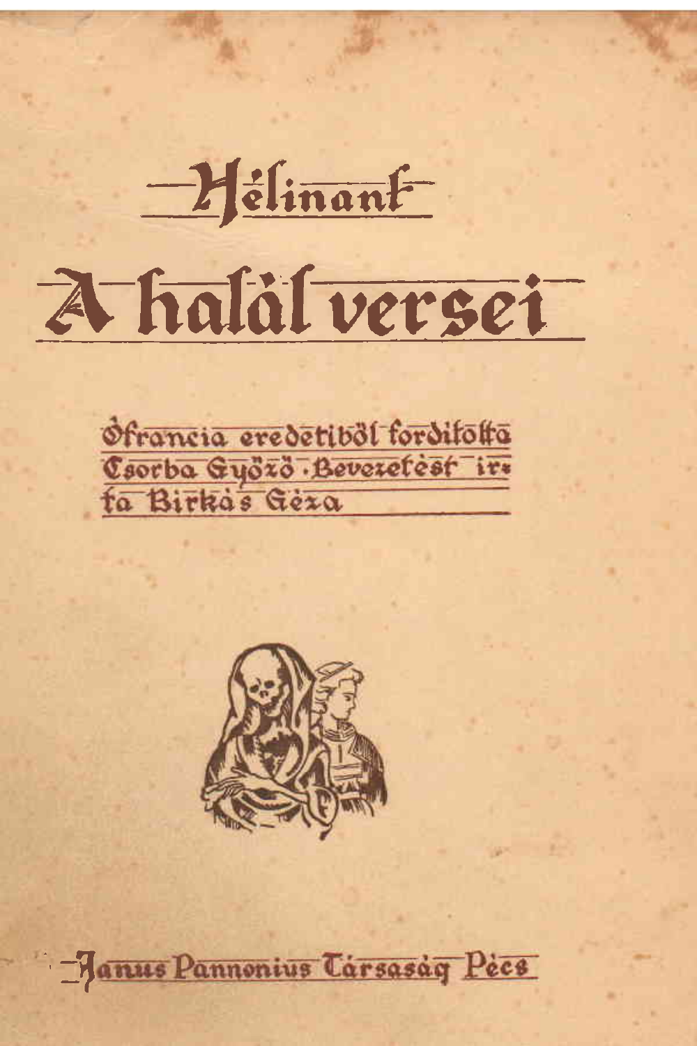# Hélinant

# A halál versei

Ófrancia eredetiből fordította Csorba Győző · Bevezetést írta Birkás Géza

Janus Pannonius Társaság Pécs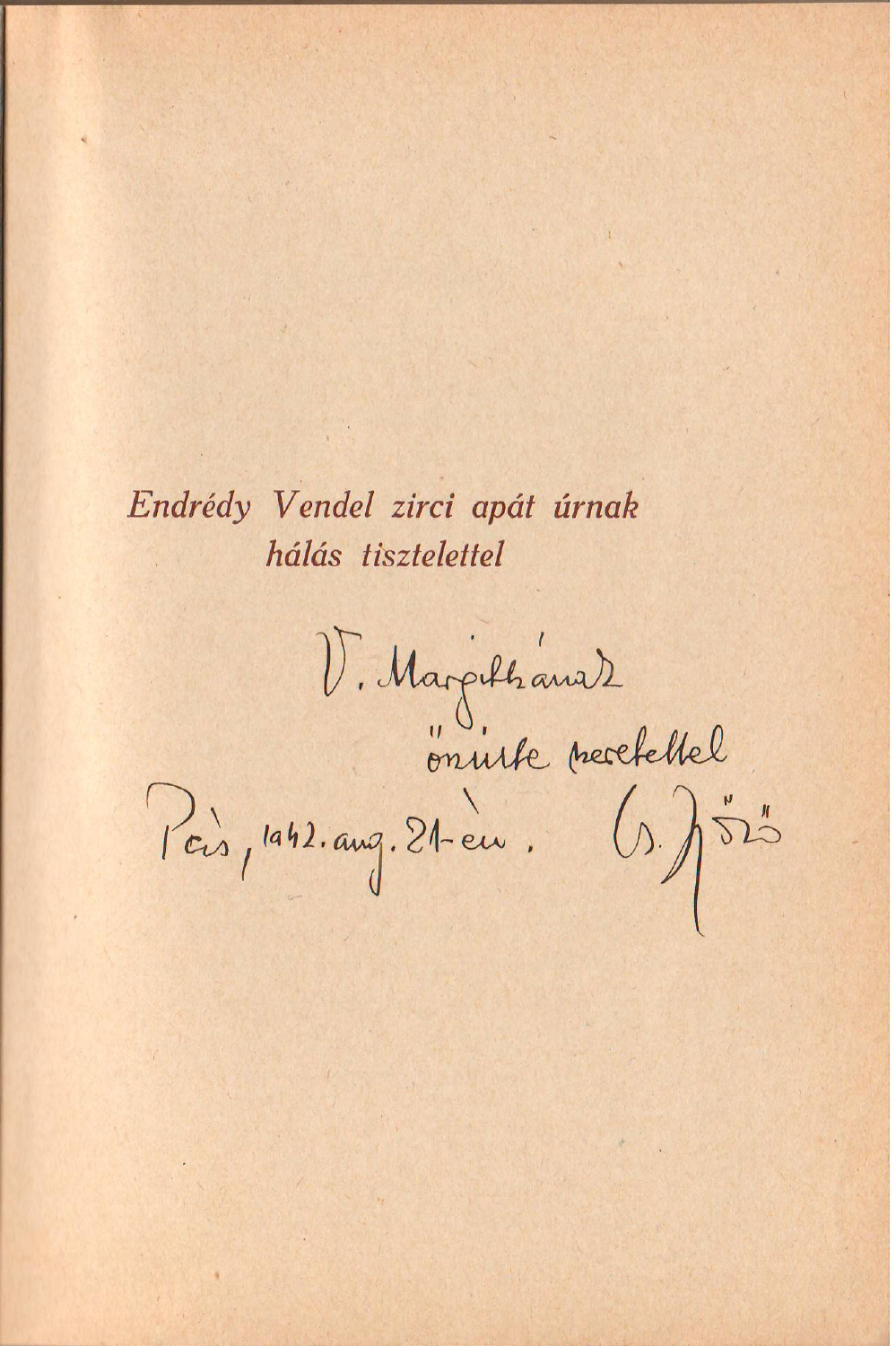*Endrédy Vendel zirci apát úrnak*
*hálás tisztelettel*

V. Margitkának
őszinte szeretettel
Pécs, 1942. aug. 21-én. G. Jöző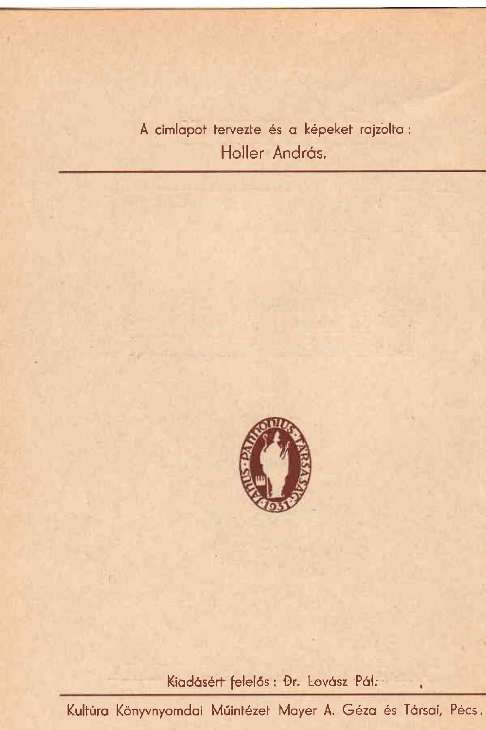A cimlapot tervezte és a képeket rajzolta:

Holler András.

---

Kiadásért felelős: Dr. Lovász Pál.

---

Kultúra Könyvnyomdai Műintézet Mayer A. Géza és Társai, Pécs.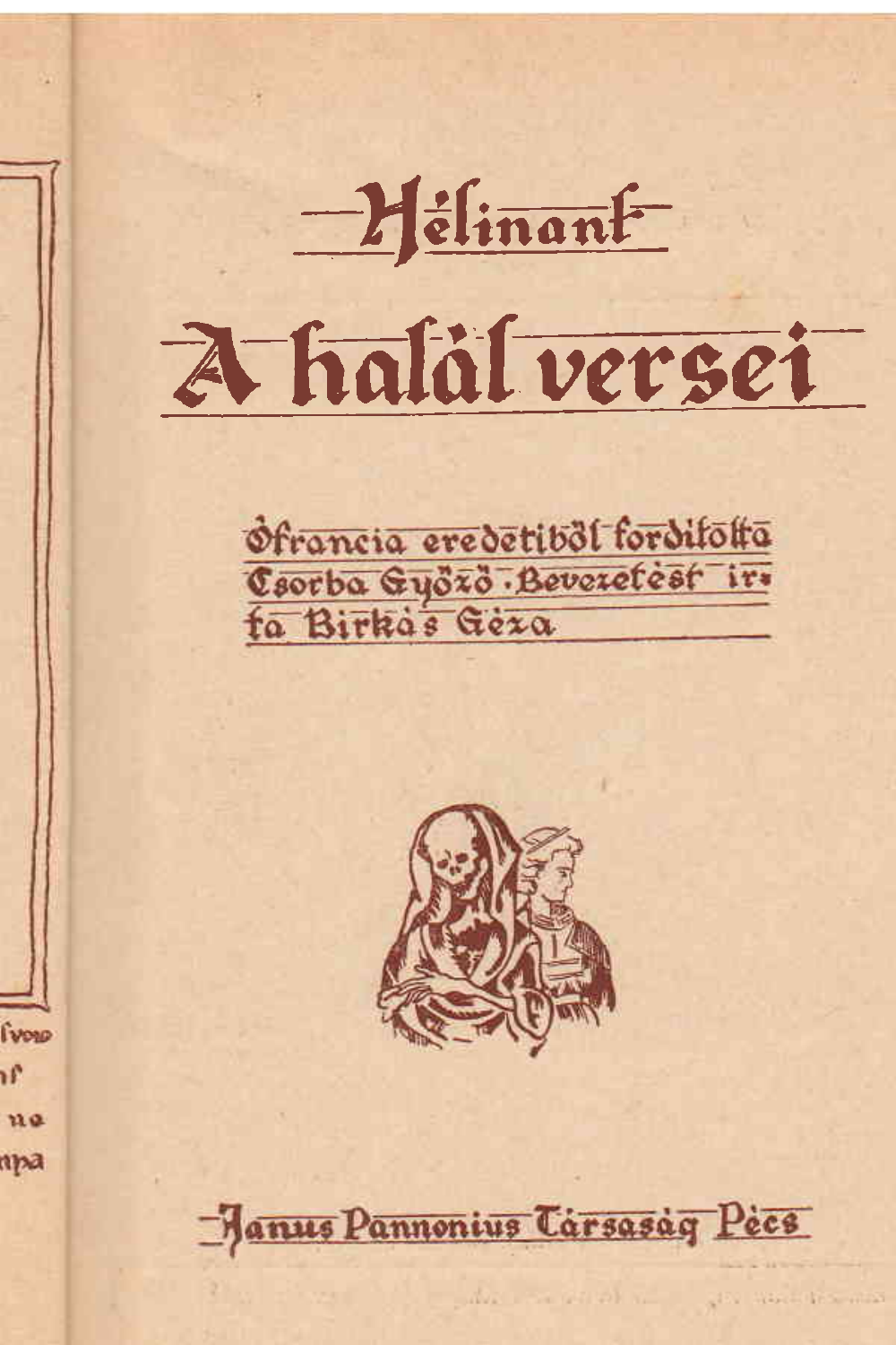# Hélinant

# A halál versei

Ófrancia eredetiből fordította Csorba Győző. Bevezetést írta Birkás Géza

Janus Pannonius Társaság Pécs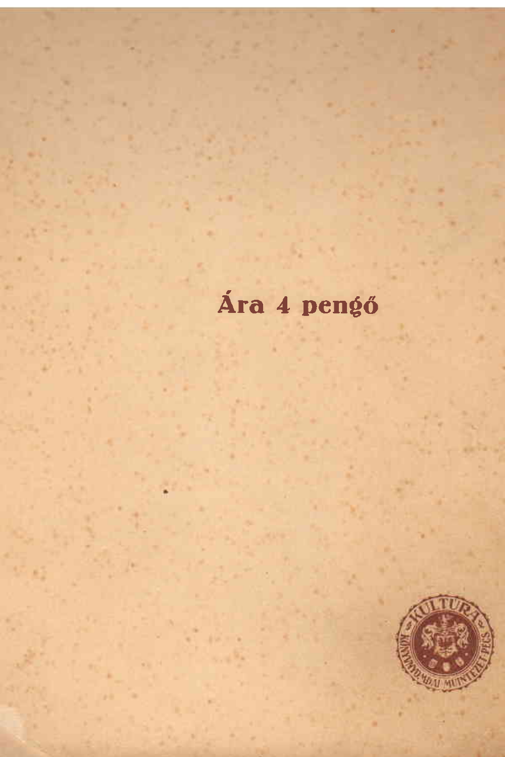Ára 4 pengő

KULTURA KÖNYVNYOMDAI MŰINTÉZET PÉCS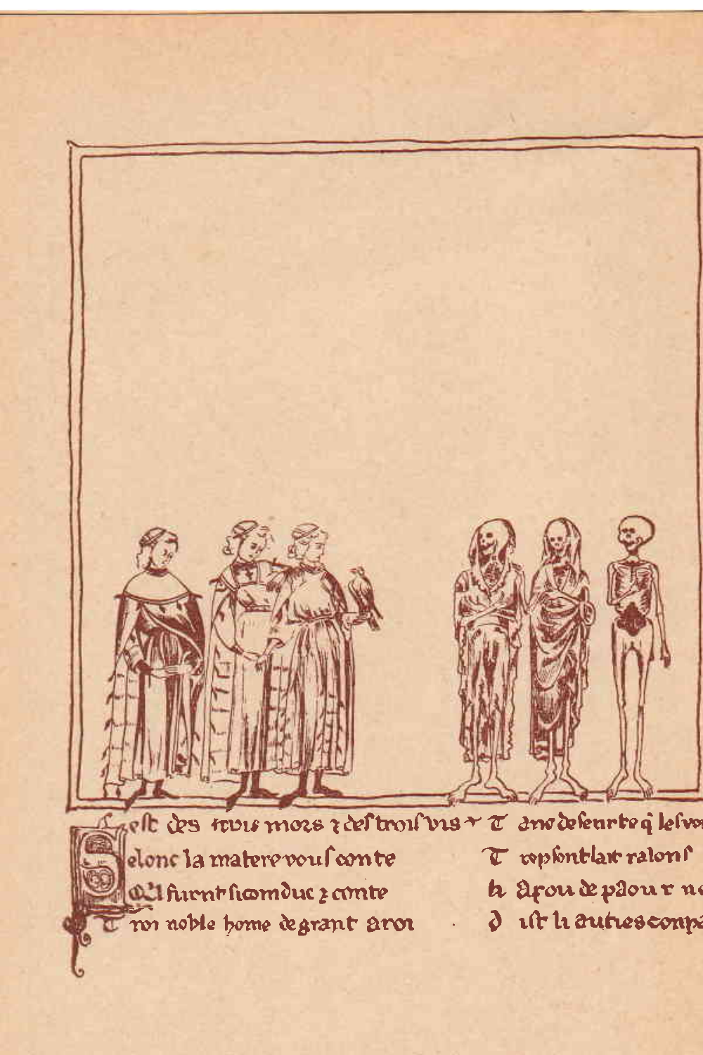Cest des trois mors z des trois vis
Selonc la matere vous conte
Q'il furent si com duc z conte
Troi noble home de grant aroi

T ant de seurte q les vo
T respondlait raison
h a pou de paour n
d ist li autres compa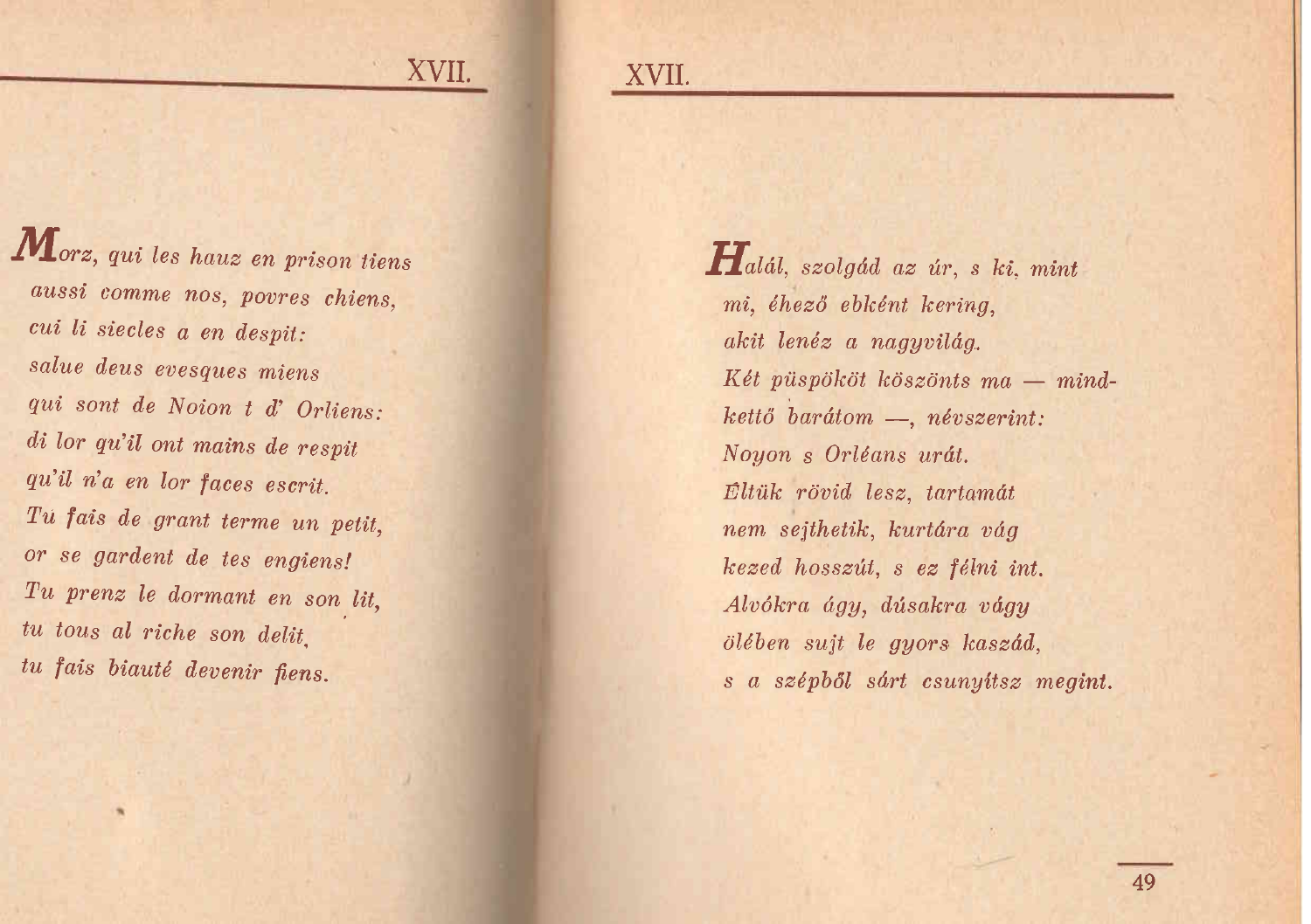## XVII.

*Morz, qui les hauz en prison tiens*
*aussi comme nos, povres chiens,*
*cui li siecles a en despit:*
*salue deus evesques miens*
*qui sont de Noion t d' Orliens:*
*di lor qu'il ont mains de respit*
*qu'il n'a en lor faces escrit.*
*Tu fais de grant terme un petit,*
*or se gardent de tes engiens!*
*Tu prenz le dormant en son lit,*
*tu tous al riche son delit,*
*tu fais biauté devenir fiens.*

## XVII.

*Halál, szolgád az úr, s ki, mint*
*mi, éhező ebként kering,*
*akit lenéz a nagyvilág.*
*Két püspököt köszönts ma — mind-*
*kettő barátom —, névszerint:*
*Noyon s Orléans urát.*
*Éltük rövid lesz, tartamát*
*nem sejthetik, kurtára vág*
*kezed hosszút, s ez félni int.*
*Alvókra ágy, dúsakra vágy*
*ölében sujt le gyors kaszád,*
*s a szépből sárt csunyítsz megint.*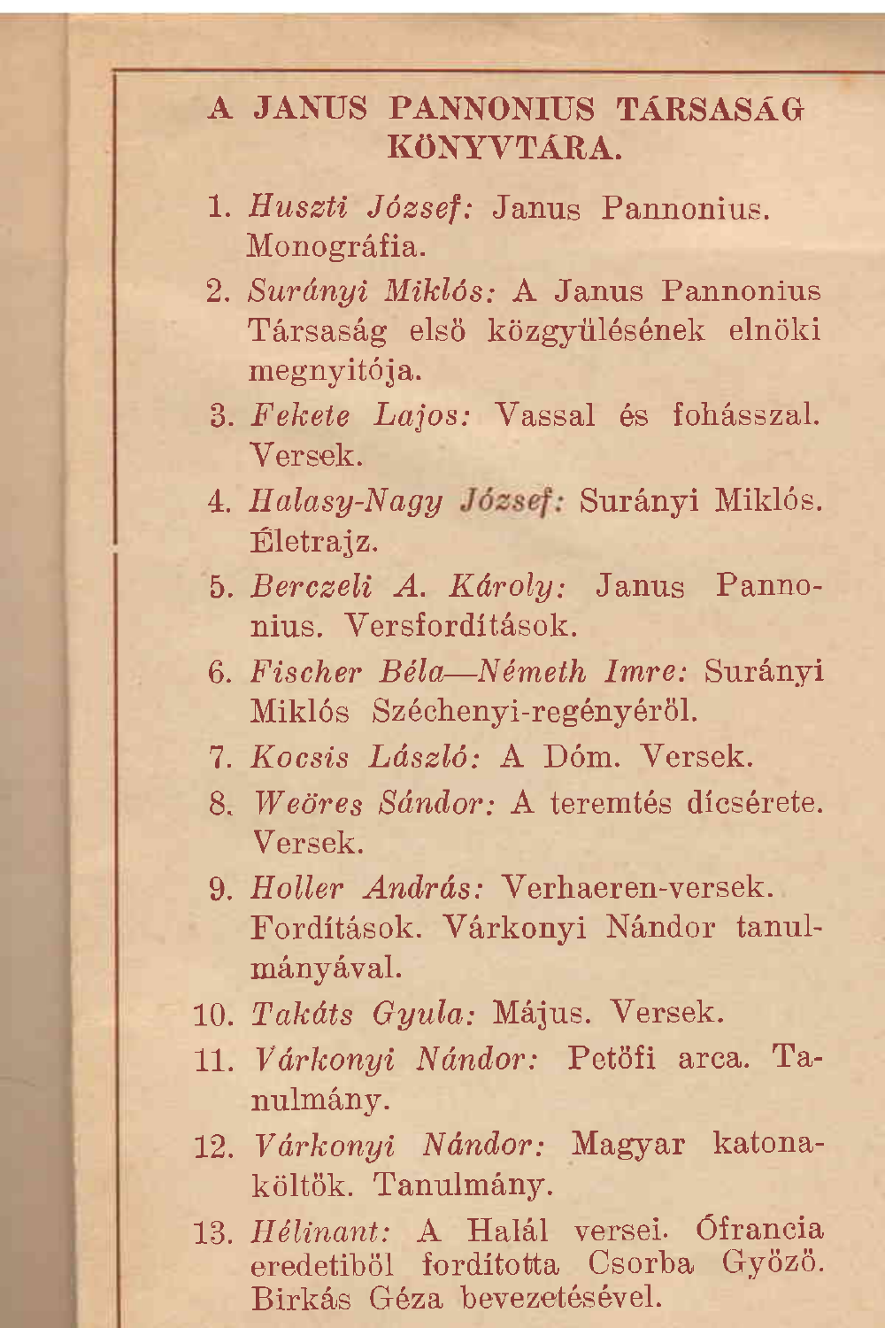# A JANUS PANNONIUS TÁRSASÁG KÖNYVTÁRA.

1. *Huszti József:* Janus Pannonius. Monográfia.
2. *Surányi Miklós:* A Janus Pannonius Társaság elsö közgyülésének elnöki megnyitója.
3. *Fekete Lajos:* Vassal és fohásszal. Versek.
4. *Halasy-Nagy József:* Surányi Miklós. Életrajz.
5. *Berczeli A. Károly:* Janus Pannonius. Versfordítások.
6. *Fischer Béla—Németh Imre:* Surányi Miklós Széchenyi-regényéről.
7. *Kocsis László:* A Dóm. Versek.
8. *Weöres Sándor:* A teremtés dícsérete. Versek.
9. *Holler András:* Verhaeren-versek. Fordítások. Várkonyi Nándor tanulmányával.
10. *Takáts Gyula:* Május. Versek.
11. *Várkonyi Nándor:* Petőfi arca. Tanulmány.
12. *Várkonyi Nándor:* Magyar katonaköltők. Tanulmány.
13. *Hélinant:* A Halál versei. Ófrancia eredetiből fordította Csorba Győző. Birkás Géza bevezetésével.